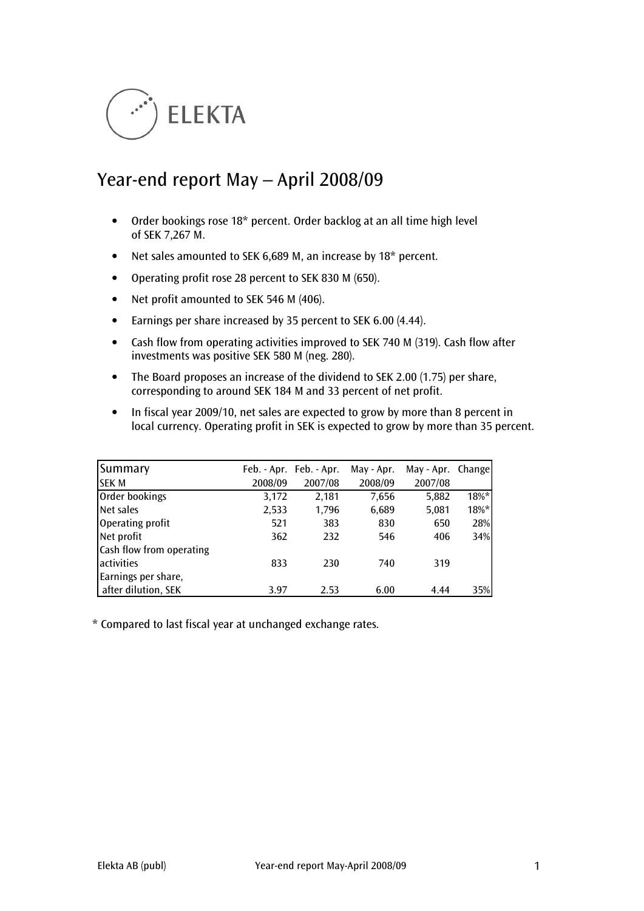# Year-end report May – April 2008/09

- Order bookings rose 18* percent. Order backlog at an all time high level of SEK 7,267 M.
- Net sales amounted to SEK 6,689 M, an increase by 18* percent.
- Operating profit rose 28 percent to SEK 830 M (650).
- Net profit amounted to SEK 546 M (406).
- Earnings per share increased by 35 percent to SEK 6.00 (4.44).
- Cash flow from operating activities improved to SEK 740 M (319). Cash flow after investments was positive SEK 580 M (neg. 280).
- The Board proposes an increase of the dividend to SEK 2.00 (1.75) per share, corresponding to around SEK 184 M and 33 percent of net profit.
- In fiscal year 2009/10, net sales are expected to grow by more than 8 percent in local currency. Operating profit in SEK is expected to grow by more than 35 percent.

| Summary<br>SEK M | Feb. - Apr.<br>2008/09 | Feb. - Apr.<br>2007/08 | May - Apr.<br>2008/09 | May - Apr.<br>2007/08 | Change |
|---|---|---|---|---|---|
| Order bookings | 3,172 | 2,181 | 7,656 | 5,882 | 18%* |
| Net sales | 2,533 | 1,796 | 6,689 | 5,081 | 18%* |
| Operating profit | 521 | 383 | 830 | 650 | 28% |
| Net profit | 362 | 232 | 546 | 406 | 34% |
| Cash flow from operating activities | 833 | 230 | 740 | 319 | |
| Earnings per share, after dilution, SEK | 3.97 | 2.53 | 6.00 | 4.44 | 35% |

* Compared to last fiscal year at unchanged exchange rates.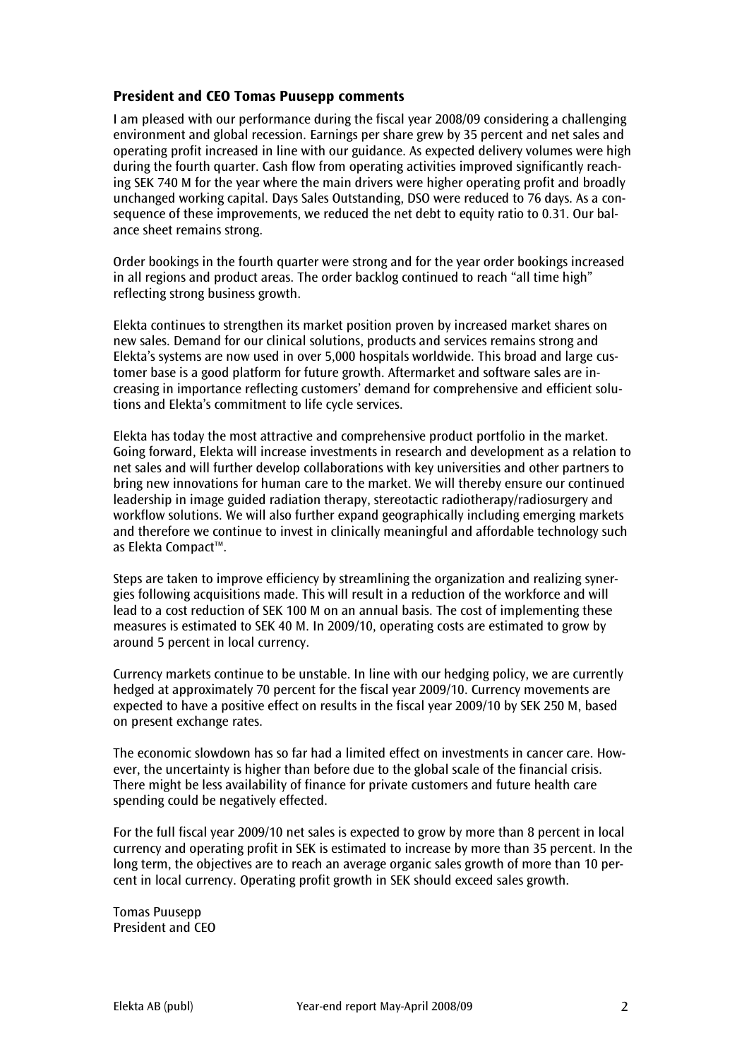## President and CEO Tomas Puusepp comments

I am pleased with our performance during the fiscal year 2008/09 considering a challenging environment and global recession. Earnings per share grew by 35 percent and net sales and operating profit increased in line with our guidance. As expected delivery volumes were high during the fourth quarter. Cash flow from operating activities improved significantly reaching SEK 740 M for the year where the main drivers were higher operating profit and broadly unchanged working capital. Days Sales Outstanding, DSO were reduced to 76 days. As a consequence of these improvements, we reduced the net debt to equity ratio to 0.31. Our balance sheet remains strong.

Order bookings in the fourth quarter were strong and for the year order bookings increased in all regions and product areas. The order backlog continued to reach "all time high" reflecting strong business growth.

Elekta continues to strengthen its market position proven by increased market shares on new sales. Demand for our clinical solutions, products and services remains strong and Elekta's systems are now used in over 5,000 hospitals worldwide. This broad and large customer base is a good platform for future growth. Aftermarket and software sales are increasing in importance reflecting customers' demand for comprehensive and efficient solutions and Elekta's commitment to life cycle services.

Elekta has today the most attractive and comprehensive product portfolio in the market. Going forward, Elekta will increase investments in research and development as a relation to net sales and will further develop collaborations with key universities and other partners to bring new innovations for human care to the market. We will thereby ensure our continued leadership in image guided radiation therapy, stereotactic radiotherapy/radiosurgery and workflow solutions. We will also further expand geographically including emerging markets and therefore we continue to invest in clinically meaningful and affordable technology such as Elekta Compact™.

Steps are taken to improve efficiency by streamlining the organization and realizing synergies following acquisitions made. This will result in a reduction of the workforce and will lead to a cost reduction of SEK 100 M on an annual basis. The cost of implementing these measures is estimated to SEK 40 M. In 2009/10, operating costs are estimated to grow by around 5 percent in local currency.

Currency markets continue to be unstable. In line with our hedging policy, we are currently hedged at approximately 70 percent for the fiscal year 2009/10. Currency movements are expected to have a positive effect on results in the fiscal year 2009/10 by SEK 250 M, based on present exchange rates.

The economic slowdown has so far had a limited effect on investments in cancer care. However, the uncertainty is higher than before due to the global scale of the financial crisis. There might be less availability of finance for private customers and future health care spending could be negatively effected.

For the full fiscal year 2009/10 net sales is expected to grow by more than 8 percent in local currency and operating profit in SEK is estimated to increase by more than 35 percent. In the long term, the objectives are to reach an average organic sales growth of more than 10 percent in local currency. Operating profit growth in SEK should exceed sales growth.

Tomas Puusepp
President and CEO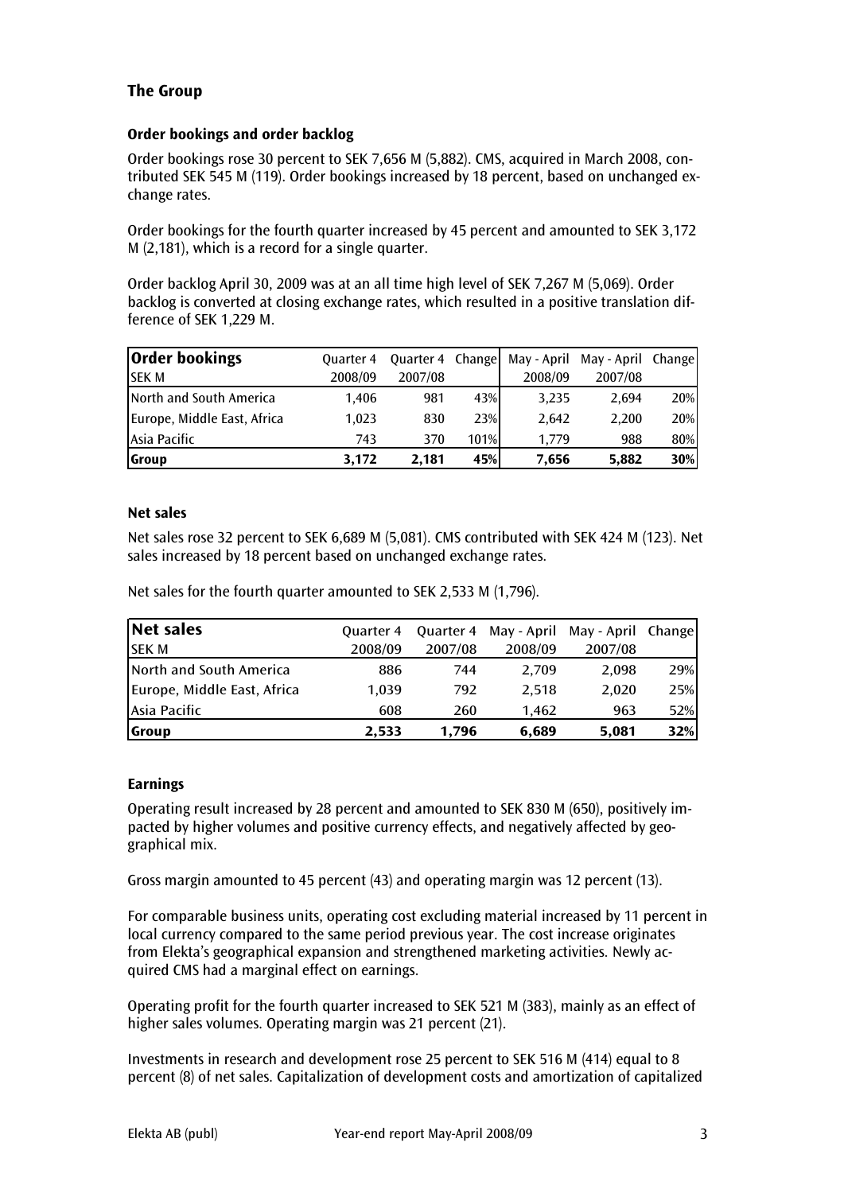## The Group

### Order bookings and order backlog

Order bookings rose 30 percent to SEK 7,656 M (5,882). CMS, acquired in March 2008, contributed SEK 545 M (119). Order bookings increased by 18 percent, based on unchanged exchange rates.

Order bookings for the fourth quarter increased by 45 percent and amounted to SEK 3,172 M (2,181), which is a record for a single quarter.

Order backlog April 30, 2009 was at an all time high level of SEK 7,267 M (5,069). Order backlog is converted at closing exchange rates, which resulted in a positive translation difference of SEK 1,229 M.

| **Order bookings** SEK M | Quarter 4 2008/09 | Quarter 4 2007/08 | Change | May - April 2008/09 | May - April 2007/08 | Change |
|---|---|---|---|---|---|---|
| North and South America | 1,406 | 981 | 43% | 3,235 | 2,694 | 20% |
| Europe, Middle East, Africa | 1,023 | 830 | 23% | 2,642 | 2,200 | 20% |
| Asia Pacific | 743 | 370 | 101% | 1,779 | 988 | 80% |
| **Group** | **3,172** | **2,181** | **45%** | **7,656** | **5,882** | **30%** |

### Net sales

Net sales rose 32 percent to SEK 6,689 M (5,081). CMS contributed with SEK 424 M (123). Net sales increased by 18 percent based on unchanged exchange rates.

Net sales for the fourth quarter amounted to SEK 2,533 M (1,796).

| **Net sales** SEK M | Quarter 4 2008/09 | Quarter 4 2007/08 | May - April 2008/09 | May - April 2007/08 | Change |
|---|---|---|---|---|---|
| North and South America | 886 | 744 | 2,709 | 2,098 | 29% |
| Europe, Middle East, Africa | 1,039 | 792 | 2,518 | 2,020 | 25% |
| Asia Pacific | 608 | 260 | 1,462 | 963 | 52% |
| **Group** | **2,533** | **1,796** | **6,689** | **5,081** | **32%** |

### Earnings

Operating result increased by 28 percent and amounted to SEK 830 M (650), positively impacted by higher volumes and positive currency effects, and negatively affected by geographical mix.

Gross margin amounted to 45 percent (43) and operating margin was 12 percent (13).

For comparable business units, operating cost excluding material increased by 11 percent in local currency compared to the same period previous year. The cost increase originates from Elekta's geographical expansion and strengthened marketing activities. Newly acquired CMS had a marginal effect on earnings.

Operating profit for the fourth quarter increased to SEK 521 M (383), mainly as an effect of higher sales volumes. Operating margin was 21 percent (21).

Investments in research and development rose 25 percent to SEK 516 M (414) equal to 8 percent (8) of net sales. Capitalization of development costs and amortization of capitalized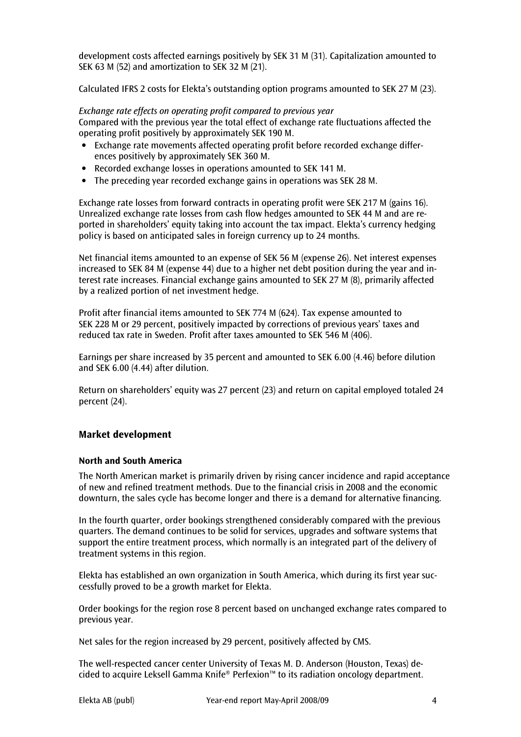development costs affected earnings positively by SEK 31 M (31). Capitalization amounted to SEK 63 M (52) and amortization to SEK 32 M (21).

Calculated IFRS 2 costs for Elekta's outstanding option programs amounted to SEK 27 M (23).

*Exchange rate effects on operating profit compared to previous year*
Compared with the previous year the total effect of exchange rate fluctuations affected the operating profit positively by approximately SEK 190 M.

- Exchange rate movements affected operating profit before recorded exchange differences positively by approximately SEK 360 M.
- Recorded exchange losses in operations amounted to SEK 141 M.
- The preceding year recorded exchange gains in operations was SEK 28 M.

Exchange rate losses from forward contracts in operating profit were SEK 217 M (gains 16). Unrealized exchange rate losses from cash flow hedges amounted to SEK 44 M and are reported in shareholders' equity taking into account the tax impact. Elekta's currency hedging policy is based on anticipated sales in foreign currency up to 24 months.

Net financial items amounted to an expense of SEK 56 M (expense 26). Net interest expenses increased to SEK 84 M (expense 44) due to a higher net debt position during the year and interest rate increases. Financial exchange gains amounted to SEK 27 M (8), primarily affected by a realized portion of net investment hedge.

Profit after financial items amounted to SEK 774 M (624). Tax expense amounted to SEK 228 M or 29 percent, positively impacted by corrections of previous years' taxes and reduced tax rate in Sweden. Profit after taxes amounted to SEK 546 M (406).

Earnings per share increased by 35 percent and amounted to SEK 6.00 (4.46) before dilution and SEK 6.00 (4.44) after dilution.

Return on shareholders' equity was 27 percent (23) and return on capital employed totaled 24 percent (24).

## Market development

### North and South America

The North American market is primarily driven by rising cancer incidence and rapid acceptance of new and refined treatment methods. Due to the financial crisis in 2008 and the economic downturn, the sales cycle has become longer and there is a demand for alternative financing.

In the fourth quarter, order bookings strengthened considerably compared with the previous quarters. The demand continues to be solid for services, upgrades and software systems that support the entire treatment process, which normally is an integrated part of the delivery of treatment systems in this region.

Elekta has established an own organization in South America, which during its first year successfully proved to be a growth market for Elekta.

Order bookings for the region rose 8 percent based on unchanged exchange rates compared to previous year.

Net sales for the region increased by 29 percent, positively affected by CMS.

The well-respected cancer center University of Texas M. D. Anderson (Houston, Texas) decided to acquire Leksell Gamma Knife® Perfexion™ to its radiation oncology department.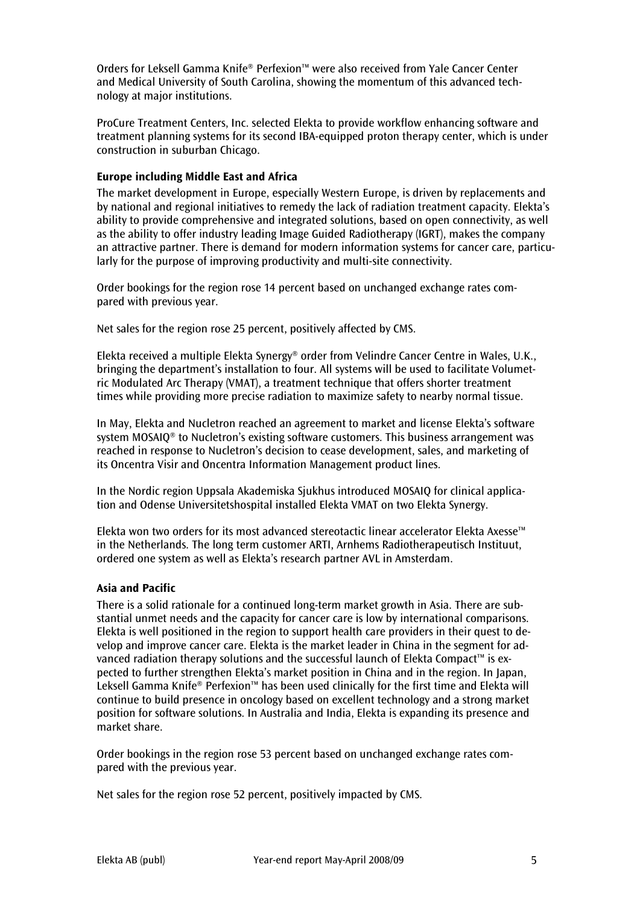Orders for Leksell Gamma Knife® Perfexion™ were also received from Yale Cancer Center and Medical University of South Carolina, showing the momentum of this advanced technology at major institutions.

ProCure Treatment Centers, Inc. selected Elekta to provide workflow enhancing software and treatment planning systems for its second IBA-equipped proton therapy center, which is under construction in suburban Chicago.

**Europe including Middle East and Africa**

The market development in Europe, especially Western Europe, is driven by replacements and by national and regional initiatives to remedy the lack of radiation treatment capacity. Elekta's ability to provide comprehensive and integrated solutions, based on open connectivity, as well as the ability to offer industry leading Image Guided Radiotherapy (IGRT), makes the company an attractive partner. There is demand for modern information systems for cancer care, particularly for the purpose of improving productivity and multi-site connectivity.

Order bookings for the region rose 14 percent based on unchanged exchange rates compared with previous year.

Net sales for the region rose 25 percent, positively affected by CMS.

Elekta received a multiple Elekta Synergy® order from Velindre Cancer Centre in Wales, U.K., bringing the department's installation to four. All systems will be used to facilitate Volumetric Modulated Arc Therapy (VMAT), a treatment technique that offers shorter treatment times while providing more precise radiation to maximize safety to nearby normal tissue.

In May, Elekta and Nucletron reached an agreement to market and license Elekta's software system MOSAIQ® to Nucletron's existing software customers. This business arrangement was reached in response to Nucletron's decision to cease development, sales, and marketing of its Oncentra Visir and Oncentra Information Management product lines.

In the Nordic region Uppsala Akademiska Sjukhus introduced MOSAIQ for clinical application and Odense Universitetshospital installed Elekta VMAT on two Elekta Synergy.

Elekta won two orders for its most advanced stereotactic linear accelerator Elekta Axesse™ in the Netherlands. The long term customer ARTI, Arnhems Radiotherapeutisch Instituut, ordered one system as well as Elekta's research partner AVL in Amsterdam.

**Asia and Pacific**

There is a solid rationale for a continued long-term market growth in Asia. There are substantial unmet needs and the capacity for cancer care is low by international comparisons. Elekta is well positioned in the region to support health care providers in their quest to develop and improve cancer care. Elekta is the market leader in China in the segment for advanced radiation therapy solutions and the successful launch of Elekta Compact™ is expected to further strengthen Elekta's market position in China and in the region. In Japan, Leksell Gamma Knife® Perfexion™ has been used clinically for the first time and Elekta will continue to build presence in oncology based on excellent technology and a strong market position for software solutions. In Australia and India, Elekta is expanding its presence and market share.

Order bookings in the region rose 53 percent based on unchanged exchange rates compared with the previous year.

Net sales for the region rose 52 percent, positively impacted by CMS.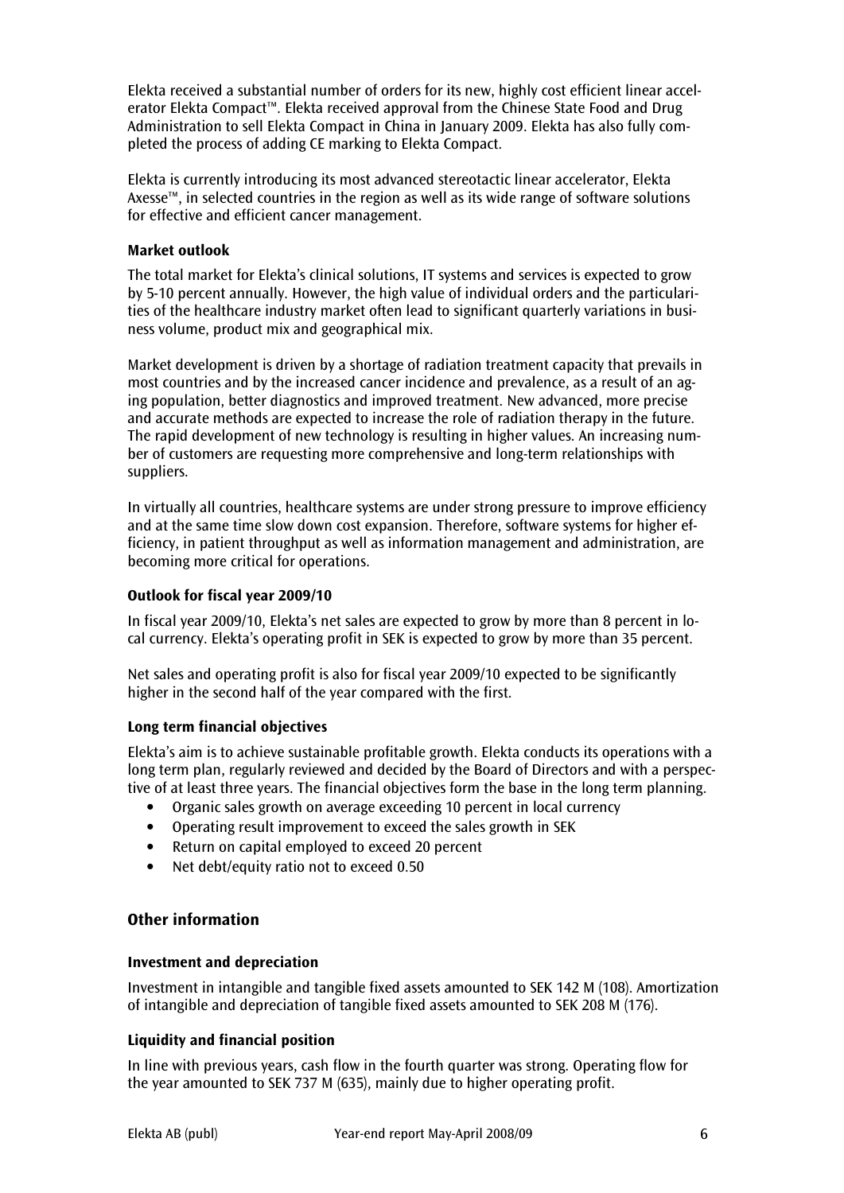Elekta received a substantial number of orders for its new, highly cost efficient linear accelerator Elekta Compact™. Elekta received approval from the Chinese State Food and Drug Administration to sell Elekta Compact in China in January 2009. Elekta has also fully completed the process of adding CE marking to Elekta Compact.

Elekta is currently introducing its most advanced stereotactic linear accelerator, Elekta Axesse™, in selected countries in the region as well as its wide range of software solutions for effective and efficient cancer management.

### Market outlook

The total market for Elekta's clinical solutions, IT systems and services is expected to grow by 5-10 percent annually. However, the high value of individual orders and the particularities of the healthcare industry market often lead to significant quarterly variations in business volume, product mix and geographical mix.

Market development is driven by a shortage of radiation treatment capacity that prevails in most countries and by the increased cancer incidence and prevalence, as a result of an aging population, better diagnostics and improved treatment. New advanced, more precise and accurate methods are expected to increase the role of radiation therapy in the future. The rapid development of new technology is resulting in higher values. An increasing number of customers are requesting more comprehensive and long-term relationships with suppliers.

In virtually all countries, healthcare systems are under strong pressure to improve efficiency and at the same time slow down cost expansion. Therefore, software systems for higher efficiency, in patient throughput as well as information management and administration, are becoming more critical for operations.

### Outlook for fiscal year 2009/10

In fiscal year 2009/10, Elekta's net sales are expected to grow by more than 8 percent in local currency. Elekta's operating profit in SEK is expected to grow by more than 35 percent.

Net sales and operating profit is also for fiscal year 2009/10 expected to be significantly higher in the second half of the year compared with the first.

### Long term financial objectives

Elekta's aim is to achieve sustainable profitable growth. Elekta conducts its operations with a long term plan, regularly reviewed and decided by the Board of Directors and with a perspective of at least three years. The financial objectives form the base in the long term planning.

- Organic sales growth on average exceeding 10 percent in local currency
- Operating result improvement to exceed the sales growth in SEK
- Return on capital employed to exceed 20 percent
- Net debt/equity ratio not to exceed 0.50

## Other information

### Investment and depreciation

Investment in intangible and tangible fixed assets amounted to SEK 142 M (108). Amortization of intangible and depreciation of tangible fixed assets amounted to SEK 208 M (176).

### Liquidity and financial position

In line with previous years, cash flow in the fourth quarter was strong. Operating flow for the year amounted to SEK 737 M (635), mainly due to higher operating profit.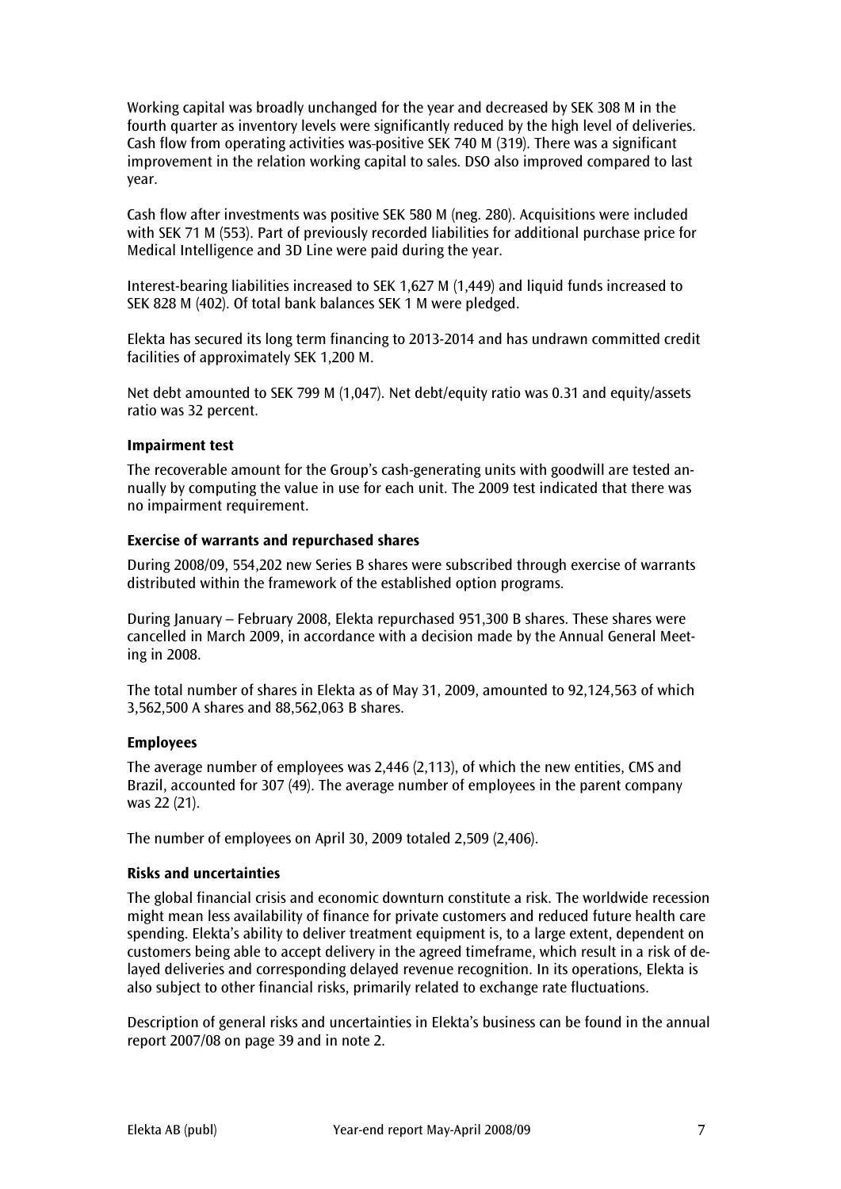Working capital was broadly unchanged for the year and decreased by SEK 308 M in the fourth quarter as inventory levels were significantly reduced by the high level of deliveries. Cash flow from operating activities was positive SEK 740 M (319). There was a significant improvement in the relation working capital to sales. DSO also improved compared to last year.

Cash flow after investments was positive SEK 580 M (neg. 280). Acquisitions were included with SEK 71 M (553). Part of previously recorded liabilities for additional purchase price for Medical Intelligence and 3D Line were paid during the year.

Interest-bearing liabilities increased to SEK 1,627 M (1,449) and liquid funds increased to SEK 828 M (402). Of total bank balances SEK 1 M were pledged.

Elekta has secured its long term financing to 2013-2014 and has undrawn committed credit facilities of approximately SEK 1,200 M.

Net debt amounted to SEK 799 M (1,047). Net debt/equity ratio was 0.31 and equity/assets ratio was 32 percent.

**Impairment test**

The recoverable amount for the Group's cash-generating units with goodwill are tested annually by computing the value in use for each unit. The 2009 test indicated that there was no impairment requirement.

**Exercise of warrants and repurchased shares**

During 2008/09, 554,202 new Series B shares were subscribed through exercise of warrants distributed within the framework of the established option programs.

During January – February 2008, Elekta repurchased 951,300 B shares. These shares were cancelled in March 2009, in accordance with a decision made by the Annual General Meeting in 2008.

The total number of shares in Elekta as of May 31, 2009, amounted to 92,124,563 of which 3,562,500 A shares and 88,562,063 B shares.

**Employees**

The average number of employees was 2,446 (2,113), of which the new entities, CMS and Brazil, accounted for 307 (49). The average number of employees in the parent company was 22 (21).

The number of employees on April 30, 2009 totaled 2,509 (2,406).

**Risks and uncertainties**

The global financial crisis and economic downturn constitute a risk. The worldwide recession might mean less availability of finance for private customers and reduced future health care spending. Elekta's ability to deliver treatment equipment is, to a large extent, dependent on customers being able to accept delivery in the agreed timeframe, which result in a risk of delayed deliveries and corresponding delayed revenue recognition. In its operations, Elekta is also subject to other financial risks, primarily related to exchange rate fluctuations.

Description of general risks and uncertainties in Elekta's business can be found in the annual report 2007/08 on page 39 and in note 2.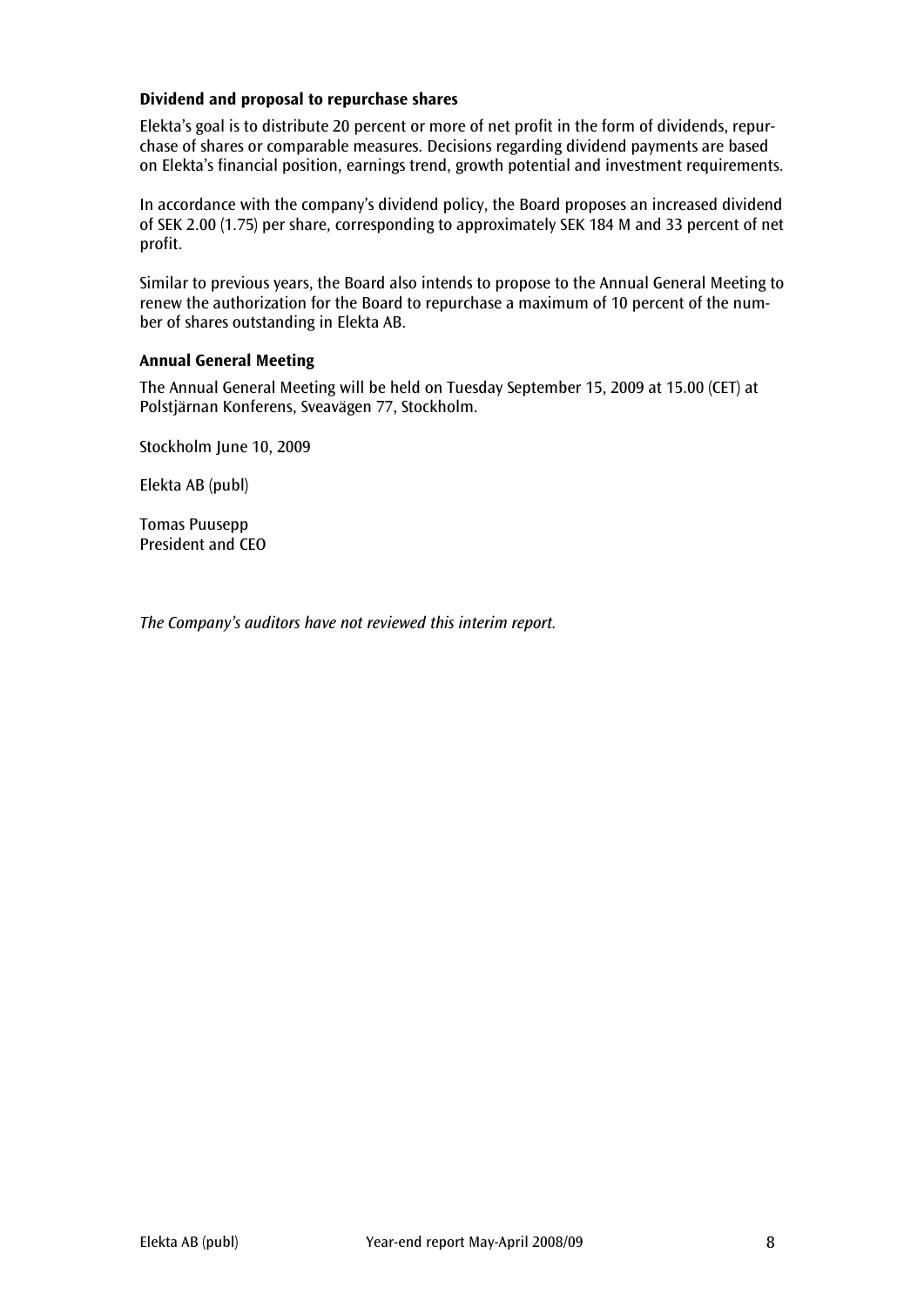**Dividend and proposal to repurchase shares**

Elekta's goal is to distribute 20 percent or more of net profit in the form of dividends, repurchase of shares or comparable measures. Decisions regarding dividend payments are based on Elekta's financial position, earnings trend, growth potential and investment requirements.

In accordance with the company's dividend policy, the Board proposes an increased dividend of SEK 2.00 (1.75) per share, corresponding to approximately SEK 184 M and 33 percent of net profit.

Similar to previous years, the Board also intends to propose to the Annual General Meeting to renew the authorization for the Board to repurchase a maximum of 10 percent of the number of shares outstanding in Elekta AB.

**Annual General Meeting**

The Annual General Meeting will be held on Tuesday September 15, 2009 at 15.00 (CET) at Polstjärnan Konferens, Sveavägen 77, Stockholm.

Stockholm June 10, 2009

Elekta AB (publ)

Tomas Puusepp
President and CEO

*The Company's auditors have not reviewed this interim report.*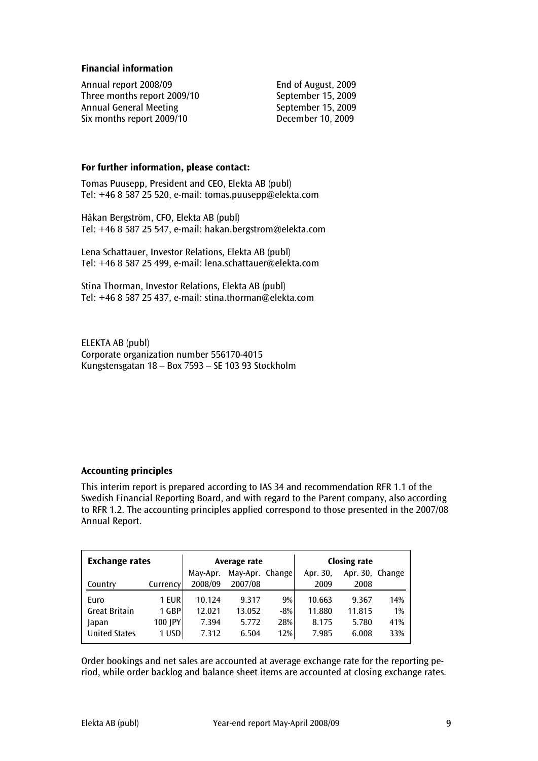### Financial information

| | |
|---|---|
| Annual report 2008/09 | End of August, 2009 |
| Three months report 2009/10 | September 15, 2009 |
| Annual General Meeting | September 15, 2009 |
| Six months report 2009/10 | December 10, 2009 |

### For further information, please contact:

Tomas Puusepp, President and CEO, Elekta AB (publ)
Tel: +46 8 587 25 520, e-mail: tomas.puusepp@elekta.com

Håkan Bergström, CFO, Elekta AB (publ)
Tel: +46 8 587 25 547, e-mail: hakan.bergstrom@elekta.com

Lena Schattauer, Investor Relations, Elekta AB (publ)
Tel: +46 8 587 25 499, e-mail: lena.schattauer@elekta.com

Stina Thorman, Investor Relations, Elekta AB (publ)
Tel: +46 8 587 25 437, e-mail: stina.thorman@elekta.com

ELEKTA AB (publ)
Corporate organization number 556170-4015
Kungstensgatan 18 – Box 7593 – SE 103 93 Stockholm

### Accounting principles

This interim report is prepared according to IAS 34 and recommendation RFR 1.1 of the Swedish Financial Reporting Board, and with regard to the Parent company, also according to RFR 1.2. The accounting principles applied correspond to those presented in the 2007/08 Annual Report.

| **Exchange rates** | | **Average rate** | | | **Closing rate** | | |
|---|---|---|---|---|---|---|---|
| Country | Currency | May-Apr. 2008/09 | May-Apr. 2007/08 | Change | Apr. 30, 2009 | Apr. 30, 2008 | Change |
| Euro | 1 EUR | 10.124 | 9.317 | 9% | 10.663 | 9.367 | 14% |
| Great Britain | 1 GBP | 12.021 | 13.052 | -8% | 11.880 | 11.815 | 1% |
| Japan | 100 JPY | 7.394 | 5.772 | 28% | 8.175 | 5.780 | 41% |
| United States | 1 USD | 7.312 | 6.504 | 12% | 7.985 | 6.008 | 33% |

Order bookings and net sales are accounted at average exchange rate for the reporting period, while order backlog and balance sheet items are accounted at closing exchange rates.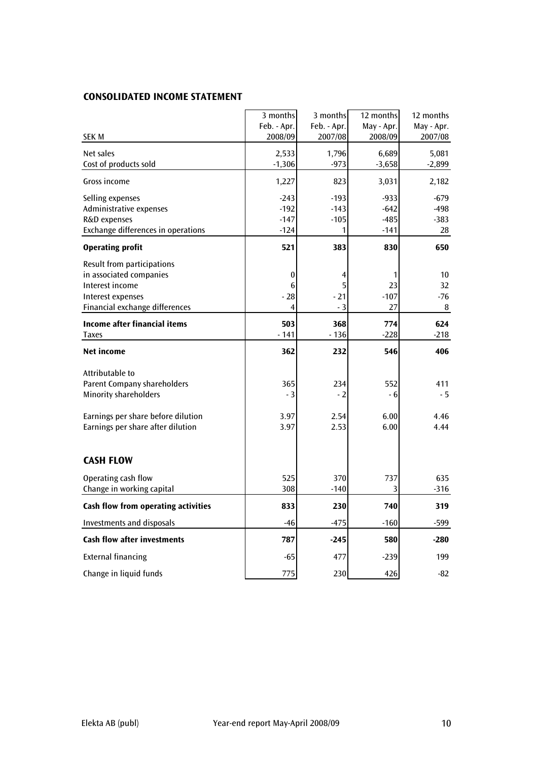## CONSOLIDATED INCOME STATEMENT

| SEK M | 3 months Feb. - Apr. 2008/09 | 3 months Feb. - Apr. 2007/08 | 12 months May - Apr. 2008/09 | 12 months May - Apr. 2007/08 |
|---|---|---|---|---|
| Net sales | 2,533 | 1,796 | 6,689 | 5,081 |
| Cost of products sold | -1,306 | -973 | -3,658 | -2,899 |
| Gross income | 1,227 | 823 | 3,031 | 2,182 |
| Selling expenses | -243 | -193 | -933 | -679 |
| Administrative expenses | -192 | -143 | -642 | -498 |
| R&D expenses | -147 | -105 | -485 | -383 |
| Exchange differences in operations | -124 | 1 | -141 | 28 |
| **Operating profit** | **521** | **383** | **830** | **650** |
| Result from participations in associated companies | 0 | 4 | 1 | 10 |
| Interest income | 6 | 5 | 23 | 32 |
| Interest expenses | - 28 | - 21 | -107 | -76 |
| Financial exchange differences | 4 | - 3 | 27 | 8 |
| **Income after financial items** | **503** | **368** | **774** | **624** |
| Taxes | - 141 | - 136 | -228 | -218 |
| **Net income** | **362** | **232** | **546** | **406** |
| Attributable to | | | | |
| Parent Company shareholders | 365 | 234 | 552 | 411 |
| Minority shareholders | - 3 | - 2 | - 6 | - 5 |
| Earnings per share before dilution | 3.97 | 2.54 | 6.00 | 4.46 |
| Earnings per share after dilution | 3.97 | 2.53 | 6.00 | 4.44 |

## CASH FLOW

| | 3 months Feb. - Apr. 2008/09 | 3 months Feb. - Apr. 2007/08 | 12 months May - Apr. 2008/09 | 12 months May - Apr. 2007/08 |
|---|---|---|---|---|
| Operating cash flow | 525 | 370 | 737 | 635 |
| Change in working capital | 308 | -140 | 3 | -316 |
| **Cash flow from operating activities** | **833** | **230** | **740** | **319** |
| Investments and disposals | -46 | -475 | -160 | -599 |
| **Cash flow after investments** | **787** | **-245** | **580** | **-280** |
| External financing | -65 | 477 | -239 | 199 |
| Change in liquid funds | 775 | 230 | 426 | -82 |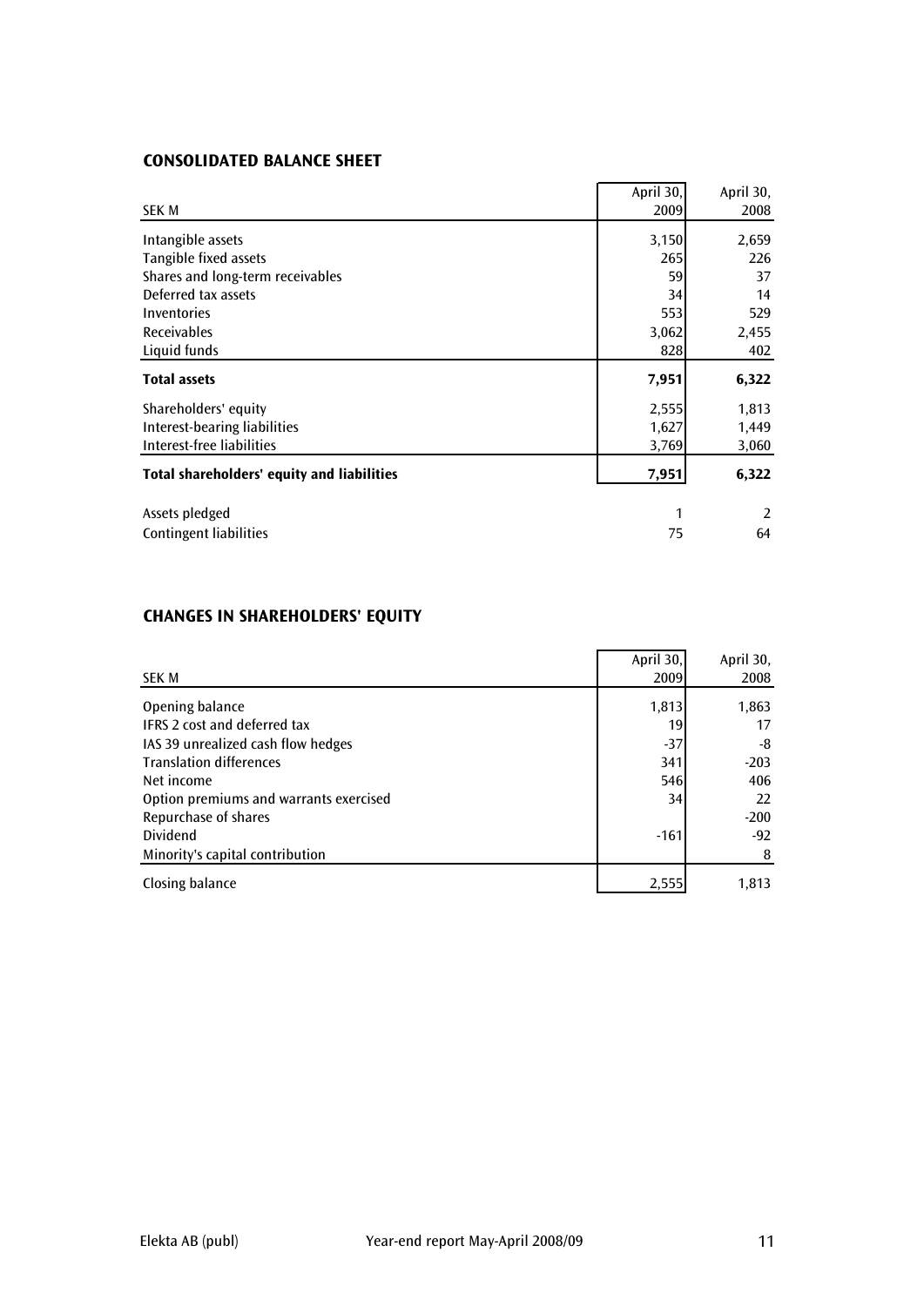## CONSOLIDATED BALANCE SHEET

| SEK M | April 30, 2009 | April 30, 2008 |
|---|---|---|
| Intangible assets | 3,150 | 2,659 |
| Tangible fixed assets | 265 | 226 |
| Shares and long-term receivables | 59 | 37 |
| Deferred tax assets | 34 | 14 |
| Inventories | 553 | 529 |
| Receivables | 3,062 | 2,455 |
| Liquid funds | 828 | 402 |
| **Total assets** | **7,951** | **6,322** |
| Shareholders' equity | 2,555 | 1,813 |
| Interest-bearing liabilities | 1,627 | 1,449 |
| Interest-free liabilities | 3,769 | 3,060 |
| **Total shareholders' equity and liabilities** | **7,951** | **6,322** |
| Assets pledged | 1 | 2 |
| Contingent liabilities | 75 | 64 |

## CHANGES IN SHAREHOLDERS' EQUITY

| SEK M | April 30, 2009 | April 30, 2008 |
|---|---|---|
| Opening balance | 1,813 | 1,863 |
| IFRS 2 cost and deferred tax | 19 | 17 |
| IAS 39 unrealized cash flow hedges | -37 | -8 |
| Translation differences | 341 | -203 |
| Net income | 546 | 406 |
| Option premiums and warrants exercised | 34 | 22 |
| Repurchase of shares | | -200 |
| Dividend | -161 | -92 |
| Minority's capital contribution | | 8 |
| Closing balance | 2,555 | 1,813 |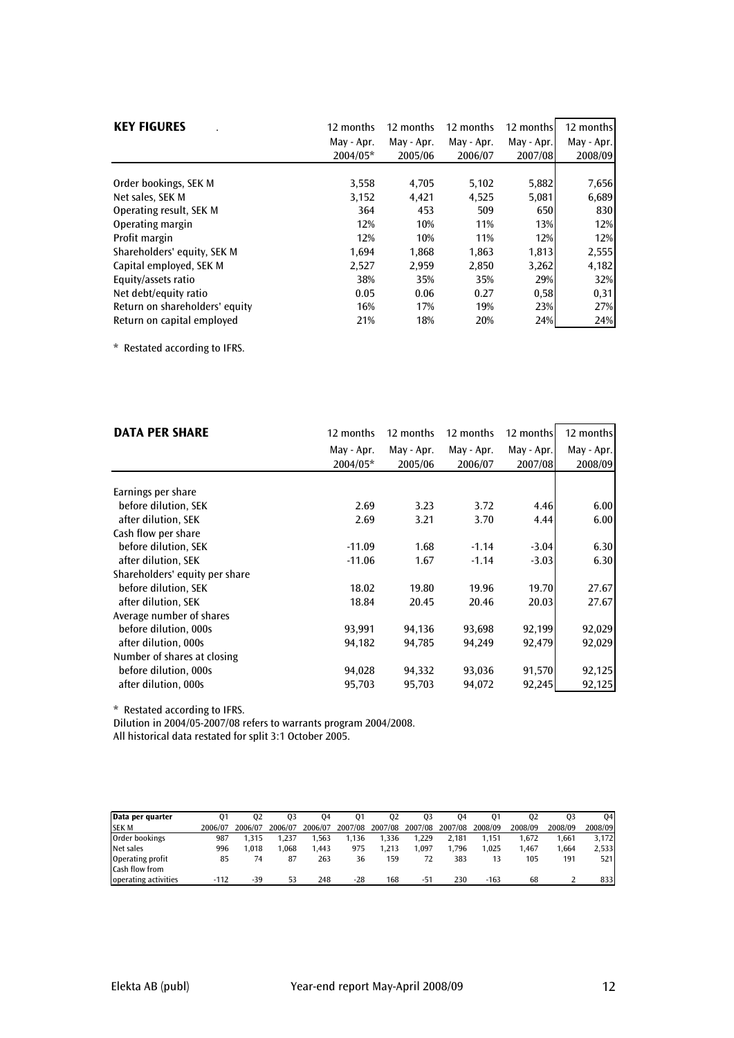| KEY FIGURES | 12 months May - Apr. 2004/05* | 12 months May - Apr. 2005/06 | 12 months May - Apr. 2006/07 | 12 months May - Apr. 2007/08 | 12 months May - Apr. 2008/09 |
|---|---|---|---|---|---|
| Order bookings, SEK M | 3,558 | 4,705 | 5,102 | 5,882 | 7,656 |
| Net sales, SEK M | 3,152 | 4,421 | 4,525 | 5,081 | 6,689 |
| Operating result, SEK M | 364 | 453 | 509 | 650 | 830 |
| Operating margin | 12% | 10% | 11% | 13% | 12% |
| Profit margin | 12% | 10% | 11% | 12% | 12% |
| Shareholders' equity, SEK M | 1,694 | 1,868 | 1,863 | 1,813 | 2,555 |
| Capital employed, SEK M | 2,527 | 2,959 | 2,850 | 3,262 | 4,182 |
| Equity/assets ratio | 38% | 35% | 35% | 29% | 32% |
| Net debt/equity ratio | 0.05 | 0.06 | 0.27 | 0,58 | 0,31 |
| Return on shareholders' equity | 16% | 17% | 19% | 23% | 27% |
| Return on capital employed | 21% | 18% | 20% | 24% | 24% |

* Restated according to IFRS.

| DATA PER SHARE | 12 months May - Apr. 2004/05* | 12 months May - Apr. 2005/06 | 12 months May - Apr. 2006/07 | 12 months May - Apr. 2007/08 | 12 months May - Apr. 2008/09 |
|---|---|---|---|---|---|
| Earnings per share | | | | | |
| before dilution, SEK | 2.69 | 3.23 | 3.72 | 4.46 | 6.00 |
| after dilution, SEK | 2.69 | 3.21 | 3.70 | 4.44 | 6.00 |
| Cash flow per share | | | | | |
| before dilution, SEK | -11.09 | 1.68 | -1.14 | -3.04 | 6.30 |
| after dilution, SEK | -11.06 | 1.67 | -1.14 | -3.03 | 6.30 |
| Shareholders' equity per share | | | | | |
| before dilution, SEK | 18.02 | 19.80 | 19.96 | 19.70 | 27.67 |
| after dilution, SEK | 18.84 | 20.45 | 20.46 | 20.03 | 27.67 |
| Average number of shares | | | | | |
| before dilution, 000s | 93,991 | 94,136 | 93,698 | 92,199 | 92,029 |
| after dilution, 000s | 94,182 | 94,785 | 94,249 | 92,479 | 92,029 |
| Number of shares at closing | | | | | |
| before dilution, 000s | 94,028 | 94,332 | 93,036 | 91,570 | 92,125 |
| after dilution, 000s | 95,703 | 95,703 | 94,072 | 92,245 | 92,125 |

* Restated according to IFRS.
Dilution in 2004/05-2007/08 refers to warrants program 2004/2008.
All historical data restated for split 3:1 October 2005.

| Data per quarter SEK M | Q1 2006/07 | Q2 2006/07 | Q3 2006/07 | Q4 2006/07 | Q1 2007/08 | Q2 2007/08 | Q3 2007/08 | Q4 2007/08 | Q1 2008/09 | Q2 2008/09 | Q3 2008/09 | Q4 2008/09 |
|---|---|---|---|---|---|---|---|---|---|---|---|---|
| Order bookings | 987 | 1,315 | 1,237 | 1,563 | 1,136 | 1,336 | 1,229 | 2,181 | 1,151 | 1,672 | 1,661 | 3,172 |
| Net sales | 996 | 1,018 | 1,068 | 1,443 | 975 | 1,213 | 1,097 | 1,796 | 1,025 | 1,467 | 1,664 | 2,533 |
| Operating profit | 85 | 74 | 87 | 263 | 36 | 159 | 72 | 383 | 13 | 105 | 191 | 521 |
| Cash flow from operating activities | -112 | -39 | 53 | 248 | -28 | 168 | -51 | 230 | -163 | 68 | 2 | 833 |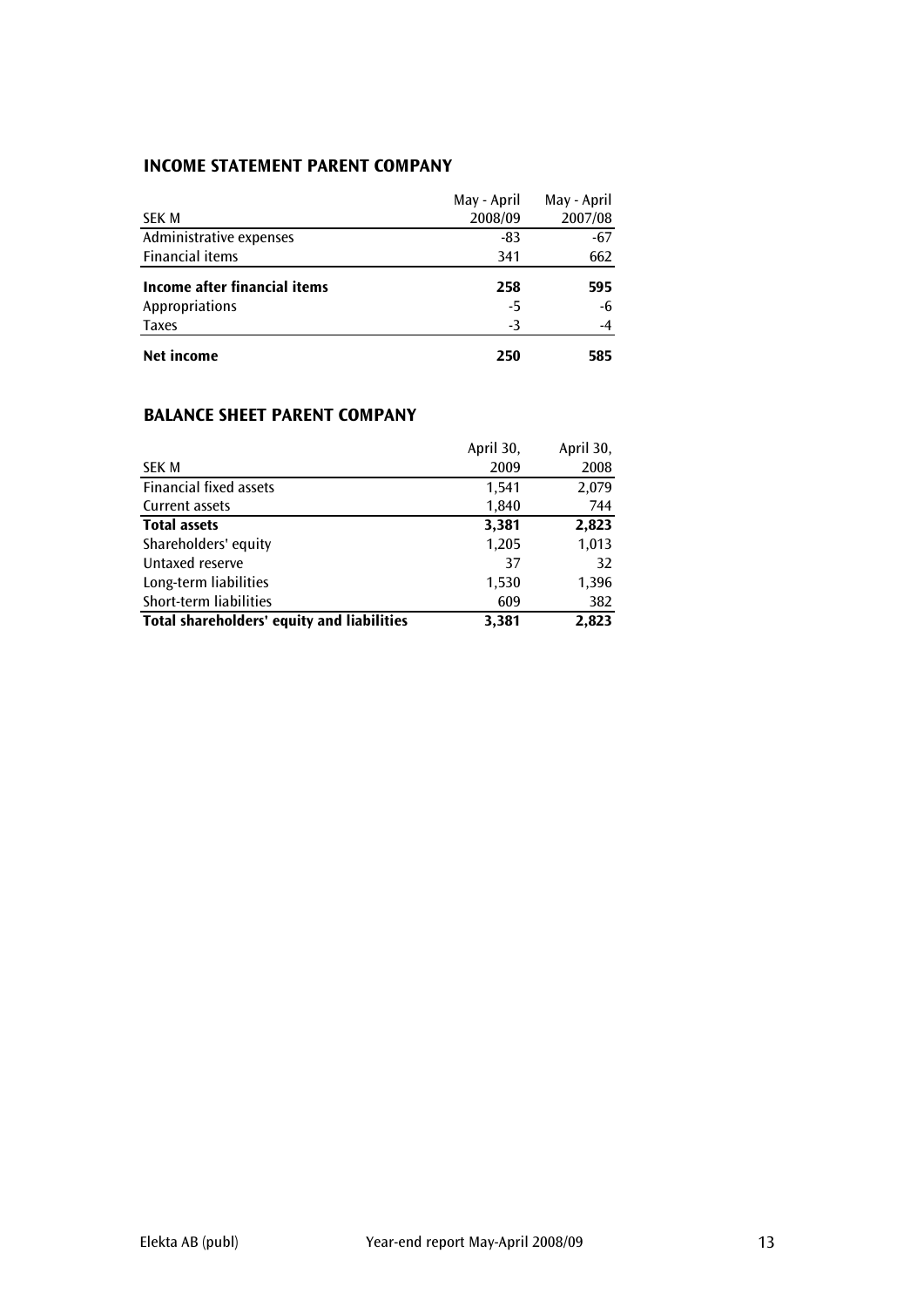## INCOME STATEMENT PARENT COMPANY

| SEK M | May - April 2008/09 | May - April 2007/08 |
|---|---|---|
| Administrative expenses | -83 | -67 |
| Financial items | 341 | 662 |
| **Income after financial items** | **258** | **595** |
| Appropriations | -5 | -6 |
| Taxes | -3 | -4 |
| **Net income** | **250** | **585** |

## BALANCE SHEET PARENT COMPANY

| SEK M | April 30, 2009 | April 30, 2008 |
|---|---|---|
| Financial fixed assets | 1,541 | 2,079 |
| Current assets | 1,840 | 744 |
| **Total assets** | **3,381** | **2,823** |
| Shareholders' equity | 1,205 | 1,013 |
| Untaxed reserve | 37 | 32 |
| Long-term liabilities | 1,530 | 1,396 |
| Short-term liabilities | 609 | 382 |
| **Total shareholders' equity and liabilities** | **3,381** | **2,823** |